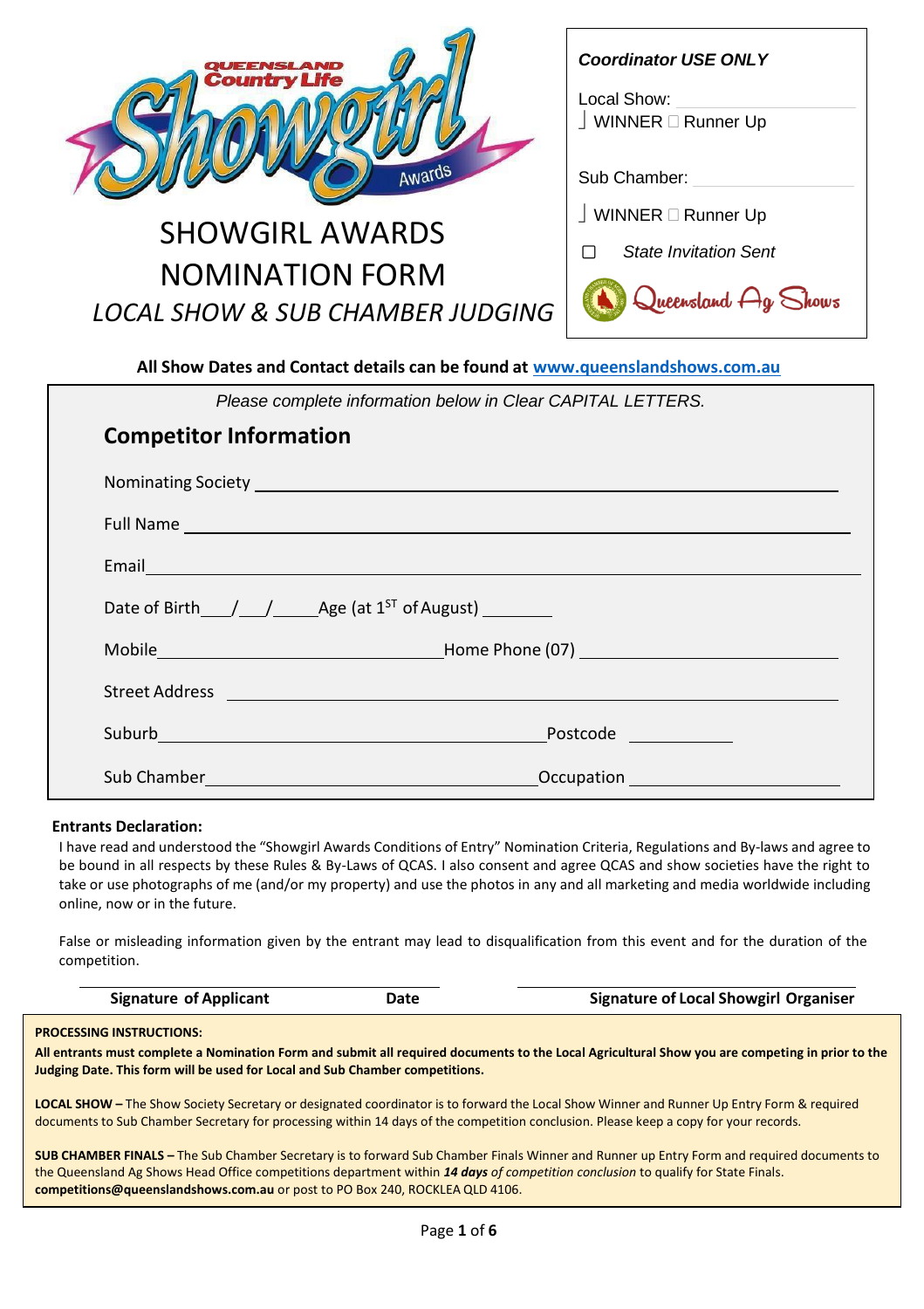QUEENSLAND Country Life Showgirl Awards

# SHOWGIRL AWARDS NOMINATION FORM

*LOCAL SHOW & SUB CHAMBER JUDGING*

***Coordinator USE ONLY***

Local Show: ____________

☐ WINNER ☐ Runner Up

Sub Chamber: ____________

☐ WINNER ☐ Runner Up

☐ *State Invitation Sent*

Queensland Ag Shows

**All Show Dates and Contact details can be found at www.queenslandshows.com.au**

*Please complete information below in Clear CAPITAL LETTERS.*

## Competitor Information

Nominating Society ______________________________

Full Name ______________________________

Email ______________________________

Date of Birth \_\_\_/\_\_\_/\_\_\_\_\_ Age (at $1^{ST}$ of August) \_\_\_\_\_\_\_

Mobile ____________________ Home Phone (07) ____________________

Street Address ______________________________

Suburb ____________________ Postcode __________

Sub Chamber ____________________ Occupation ____________________

**Entrants Declaration:**

I have read and understood the "Showgirl Awards Conditions of Entry" Nomination Criteria, Regulations and By-laws and agree to be bound in all respects by these Rules & By-Laws of QCAS. I also consent and agree QCAS and show societies have the right to take or use photographs of me (and/or my property) and use the photos in any and all marketing and media worldwide including online, now or in the future.

False or misleading information given by the entrant may lead to disqualification from this event and for the duration of the competition.

| **Signature of Applicant** | **Date** | **Signature of Local Showgirl Organiser** |
|---|---|---|

**PROCESSING INSTRUCTIONS:**

**All entrants must complete a Nomination Form and submit all required documents to the Local Agricultural Show you are competing in prior to the Judging Date. This form will be used for Local and Sub Chamber competitions.**

**LOCAL SHOW –** The Show Society Secretary or designated coordinator is to forward the Local Show Winner and Runner Up Entry Form & required documents to Sub Chamber Secretary for processing within 14 days of the competition conclusion. Please keep a copy for your records.

**SUB CHAMBER FINALS –** The Sub Chamber Secretary is to forward Sub Chamber Finals Winner and Runner up Entry Form and required documents to the Queensland Ag Shows Head Office competitions department within ***14 days** of competition conclusion* to qualify for State Finals. **competitions@queenslandshows.com.au** or post to PO Box 240, ROCKLEA QLD 4106.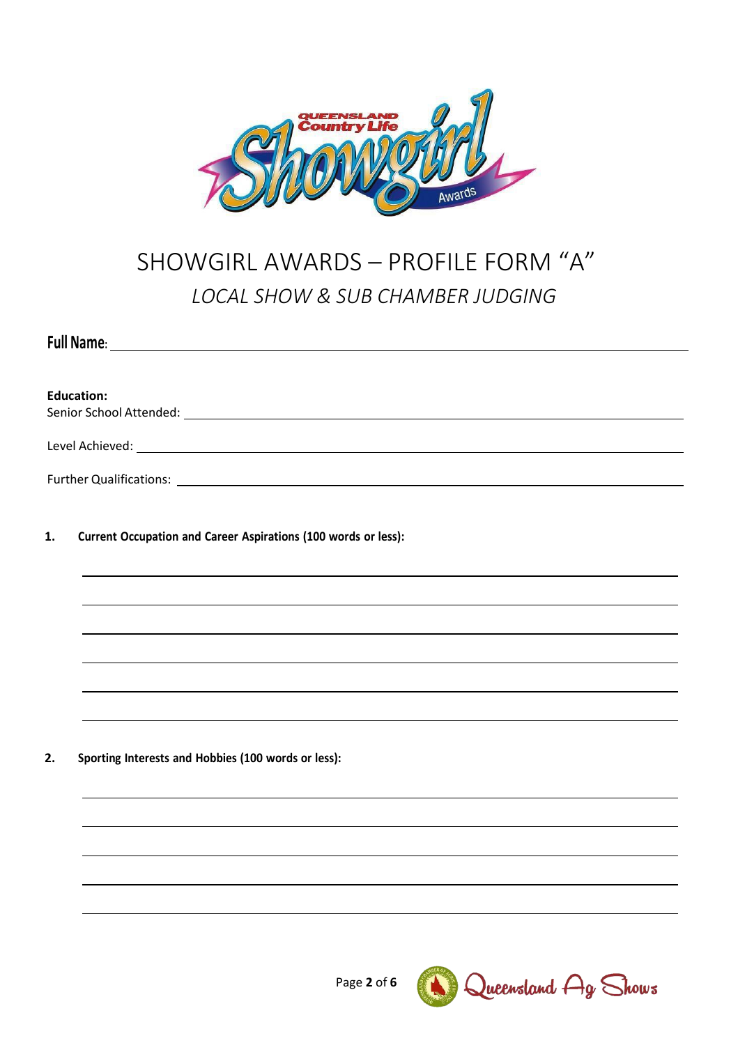# SHOWGIRL AWARDS – PROFILE FORM "A"

## *LOCAL SHOW & SUB CHAMBER JUDGING*

**Full Name:** ______________________________________________

**Education:**

Senior School Attended: ______________________________________________

Level Achieved: ______________________________________________

Further Qualifications: ______________________________________________

1. **Current Occupation and Career Aspirations (100 words or less):**

______________________________________________

______________________________________________

______________________________________________

______________________________________________

______________________________________________

______________________________________________

2. **Sporting Interests and Hobbies (100 words or less):**

______________________________________________

______________________________________________

______________________________________________

______________________________________________

______________________________________________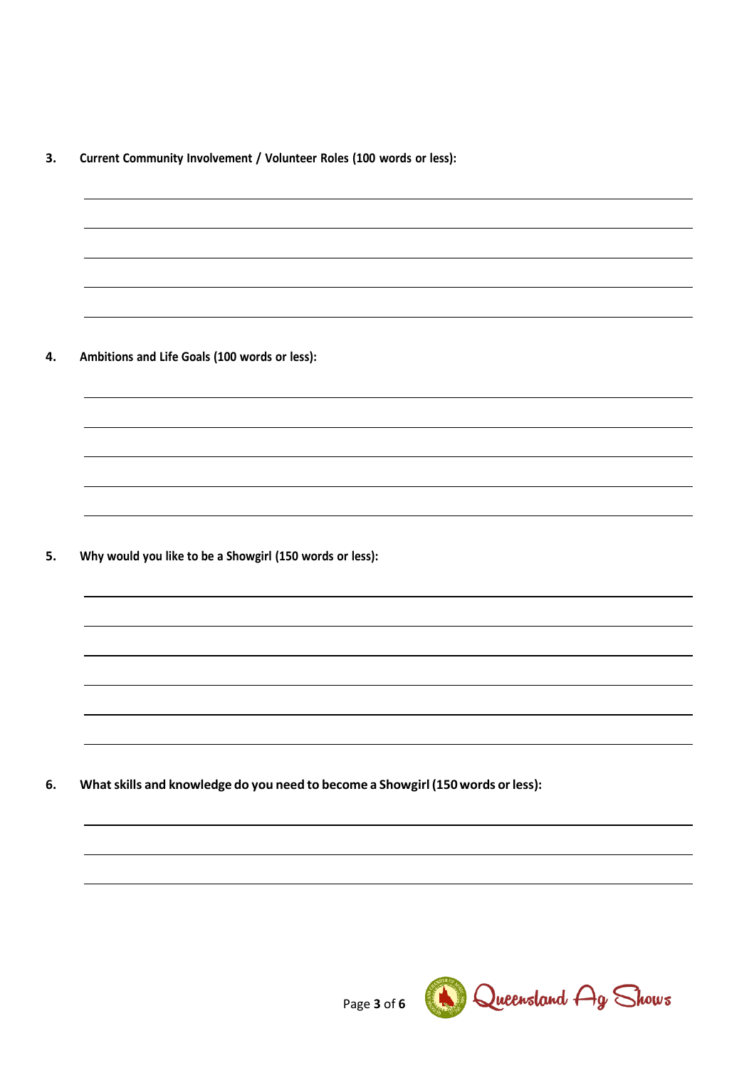3. **Current Community Involvement / Volunteer Roles (100 words or less):**

4. **Ambitions and Life Goals (100 words or less):**

5. **Why would you like to be a Showgirl (150 words or less):**

6. **What skills and knowledge do you need to become a Showgirl (150 words or less):**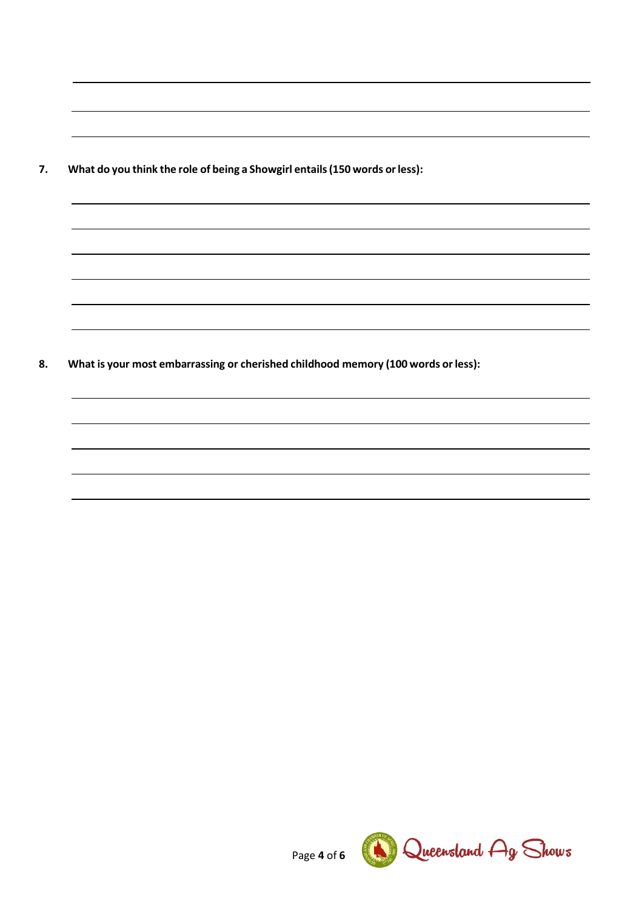7. **What do you think the role of being a Showgirl entails (150 words or less):**

8. **What is your most embarrassing or cherished childhood memory (100 words or less):**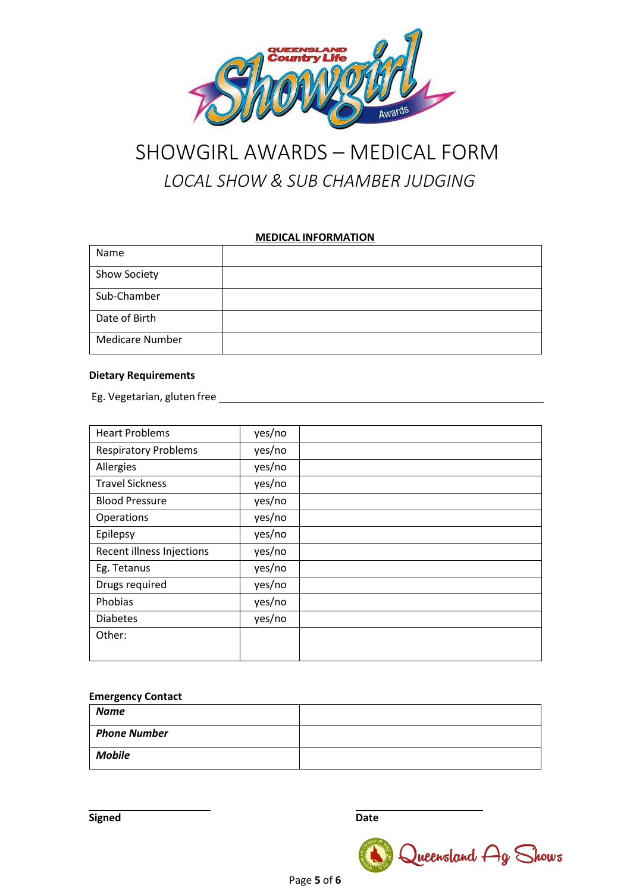# SHOWGIRL AWARDS – MEDICAL FORM

## *LOCAL SHOW & SUB CHAMBER JUDGING*

**MEDICAL INFORMATION**

| | |
|---|---|
| Name | |
| Show Society | |
| Sub-Chamber | |
| Date of Birth | |
| Medicare Number | |

**Dietary Requirements**

Eg. Vegetarian, gluten free ______________________________

| | | |
|---|---|---|
| Heart Problems | yes/no | |
| Respiratory Problems | yes/no | |
| Allergies | yes/no | |
| Travel Sickness | yes/no | |
| Blood Pressure | yes/no | |
| Operations | yes/no | |
| Epilepsy | yes/no | |
| Recent illness Injections | yes/no | |
| Eg. Tetanus | yes/no | |
| Drugs required | yes/no | |
| Phobias | yes/no | |
| Diabetes | yes/no | |
| Other: | | |

**Emergency Contact**

| | |
|---|---|
| ***Name*** | |
| ***Phone Number*** | |
| ***Mobile*** | |

______________________ ______________________

**Signed** **Date**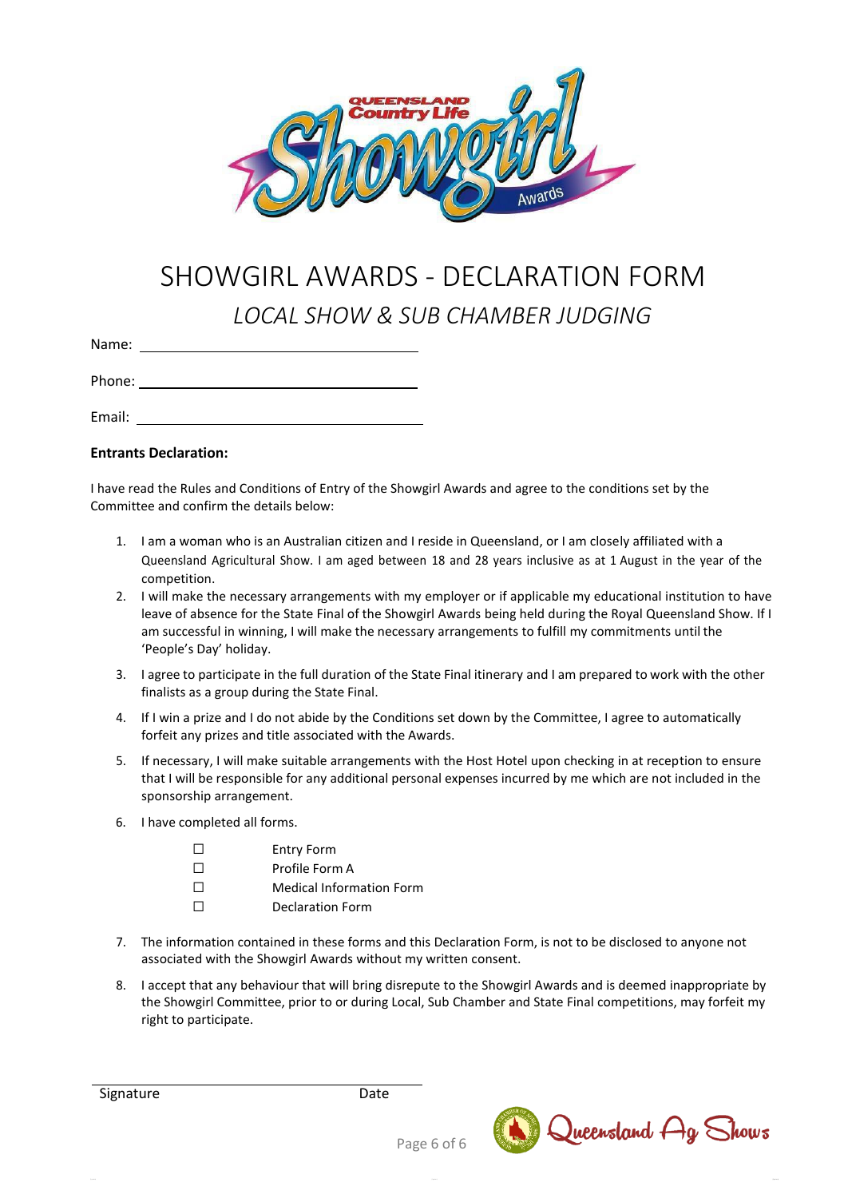# SHOWGIRL AWARDS - DECLARATION FORM

## *LOCAL SHOW & SUB CHAMBER JUDGING*

Name: ____________________________________

Phone: ____________________________________

Email: ____________________________________

**Entrants Declaration:**

I have read the Rules and Conditions of Entry of the Showgirl Awards and agree to the conditions set by the Committee and confirm the details below:

1. I am a woman who is an Australian citizen and I reside in Queensland, or I am closely affiliated with a Queensland Agricultural Show. I am aged between 18 and 28 years inclusive as at 1 August in the year of the competition.
2. I will make the necessary arrangements with my employer or if applicable my educational institution to have leave of absence for the State Final of the Showgirl Awards being held during the Royal Queensland Show. If I am successful in winning, I will make the necessary arrangements to fulfill my commitments until the 'People's Day' holiday.
3. I agree to participate in the full duration of the State Final itinerary and I am prepared to work with the other finalists as a group during the State Final.
4. If I win a prize and I do not abide by the Conditions set down by the Committee, I agree to automatically forfeit any prizes and title associated with the Awards.
5. If necessary, I will make suitable arrangements with the Host Hotel upon checking in at reception to ensure that I will be responsible for any additional personal expenses incurred by me which are not included in the sponsorship arrangement.
6. I have completed all forms.

   ☐ Entry Form
   ☐ Profile Form A
   ☐ Medical Information Form
   ☐ Declaration Form

7. The information contained in these forms and this Declaration Form, is not to be disclosed to anyone not associated with the Showgirl Awards without my written consent.
8. I accept that any behaviour that will bring disrepute to the Showgirl Awards and is deemed inappropriate by the Showgirl Committee, prior to or during Local, Sub Chamber and State Final competitions, may forfeit my right to participate.

____________________________________

Signature Date